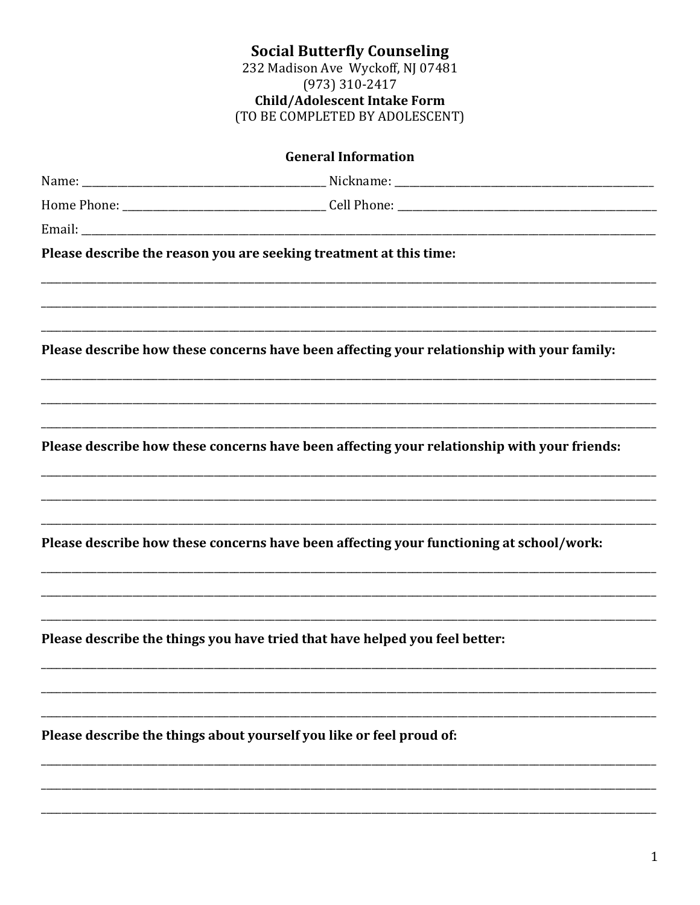# Social Butterfly Counseling

232 Madison Ave Wyckoff, NJ 07481

(973) 310-2417

## Child/Adolescent Intake Form

(TO BE COMPLETED BY ADOLESCENT)

### General Information

Name: ______________________________ Nickname: ______________________________

Home Phone: ______________________________ Cell Phone: ______________________________

Email: ____________________________________________________________

**Please describe the reason you are seeking treatment at this time:**

____________________________________________________________

____________________________________________________________

____________________________________________________________

**Please describe how these concerns have been affecting your relationship with your family:**

____________________________________________________________

____________________________________________________________

____________________________________________________________

**Please describe how these concerns have been affecting your relationship with your friends:**

____________________________________________________________

____________________________________________________________

____________________________________________________________

**Please describe how these concerns have been affecting your functioning at school/work:**

____________________________________________________________

____________________________________________________________

____________________________________________________________

**Please describe the things you have tried that have helped you feel better:**

____________________________________________________________

____________________________________________________________

____________________________________________________________

**Please describe the things about yourself you like or feel proud of:**

____________________________________________________________

____________________________________________________________

____________________________________________________________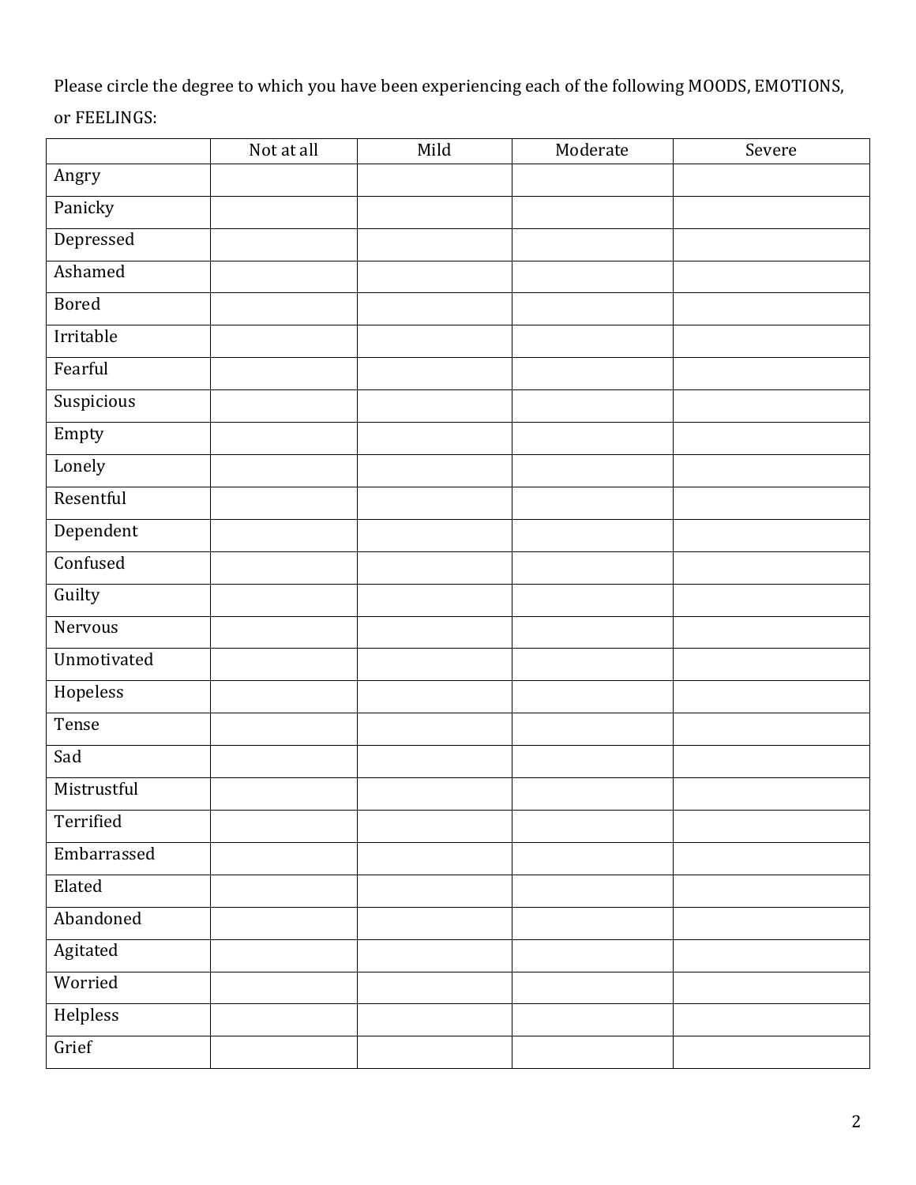Please circle the degree to which you have been experiencing each of the following MOODS, EMOTIONS, or FEELINGS:

| | Not at all | Mild | Moderate | Severe |
|---|---|---|---|---|
| Angry | | | | |
| Panicky | | | | |
| Depressed | | | | |
| Ashamed | | | | |
| Bored | | | | |
| Irritable | | | | |
| Fearful | | | | |
| Suspicious | | | | |
| Empty | | | | |
| Lonely | | | | |
| Resentful | | | | |
| Dependent | | | | |
| Confused | | | | |
| Guilty | | | | |
| Nervous | | | | |
| Unmotivated | | | | |
| Hopeless | | | | |
| Tense | | | | |
| Sad | | | | |
| Mistrustful | | | | |
| Terrified | | | | |
| Embarrassed | | | | |
| Elated | | | | |
| Abandoned | | | | |
| Agitated | | | | |
| Worried | | | | |
| Helpless | | | | |
| Grief | | | | |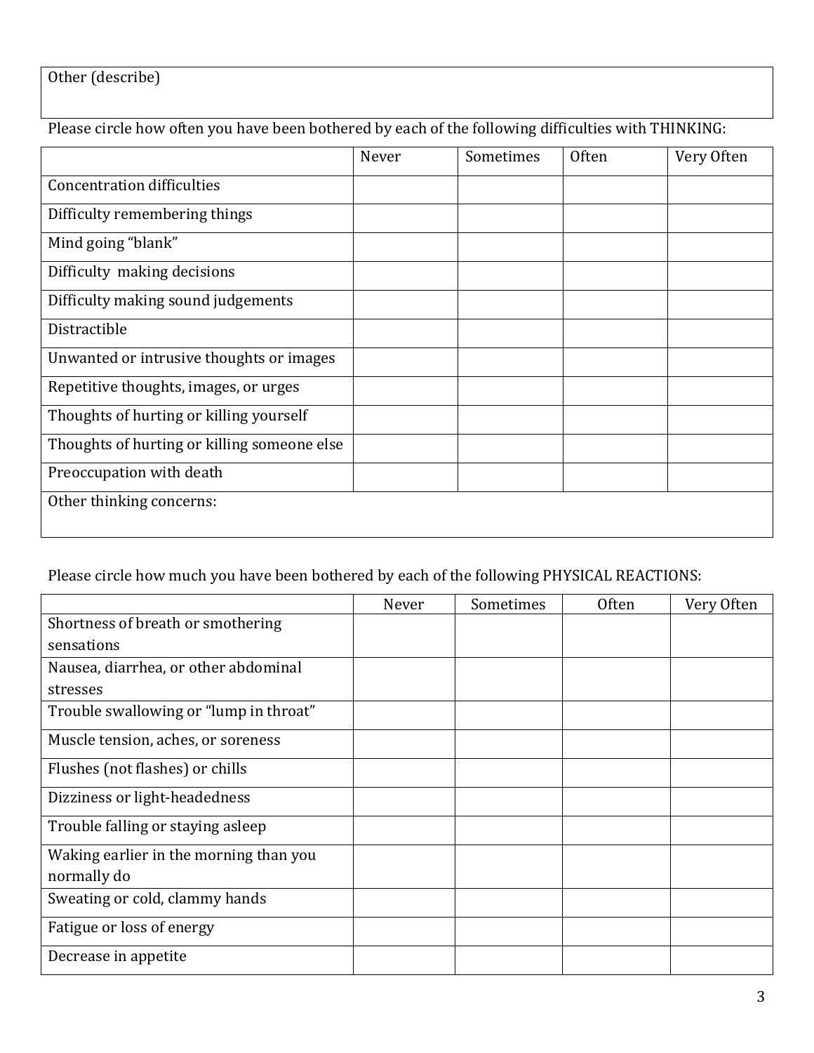| Other (describe) |
|---|
| |

Please circle how often you have been bothered by each of the following difficulties with THINKING:

| | Never | Sometimes | Often | Very Often |
|---|---|---|---|---|
| Concentration difficulties | | | | |
| Difficulty remembering things | | | | |
| Mind going “blank” | | | | |
| Difficulty making decisions | | | | |
| Difficulty making sound judgements | | | | |
| Distractible | | | | |
| Unwanted or intrusive thoughts or images | | | | |
| Repetitive thoughts, images, or urges | | | | |
| Thoughts of hurting or killing yourself | | | | |
| Thoughts of hurting or killing someone else | | | | |
| Preoccupation with death | | | | |
| Other thinking concerns: | | | | |

Please circle how much you have been bothered by each of the following PHYSICAL REACTIONS:

| | Never | Sometimes | Often | Very Often |
|---|---|---|---|---|
| Shortness of breath or smothering sensations | | | | |
| Nausea, diarrhea, or other abdominal stresses | | | | |
| Trouble swallowing or “lump in throat” | | | | |
| Muscle tension, aches, or soreness | | | | |
| Flushes (not flashes) or chills | | | | |
| Dizziness or light-headedness | | | | |
| Trouble falling or staying asleep | | | | |
| Waking earlier in the morning than you normally do | | | | |
| Sweating or cold, clammy hands | | | | |
| Fatigue or loss of energy | | | | |
| Decrease in appetite | | | | |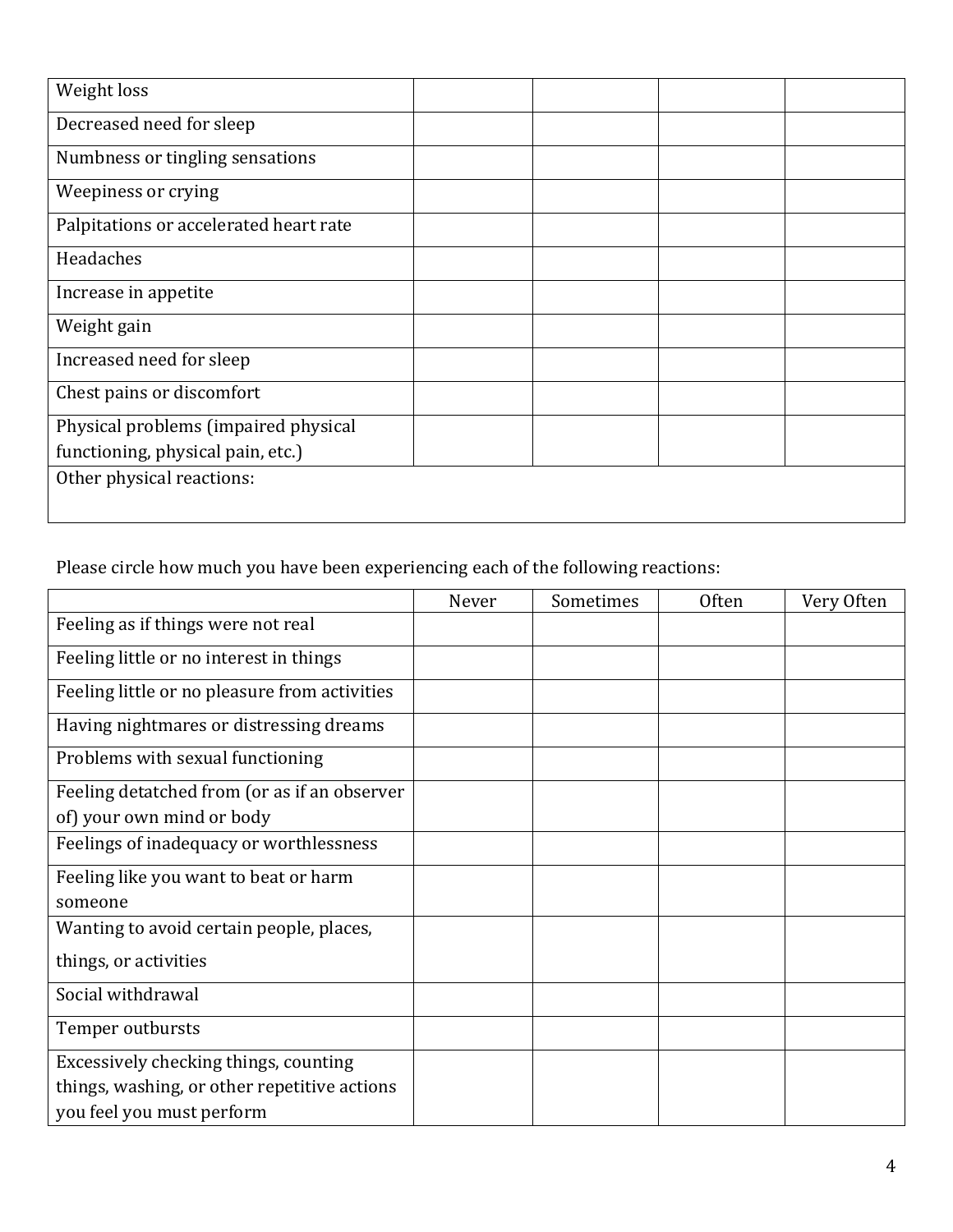| | | | | |
|---|---|---|---|---|
| Weight loss | | | | |
| Decreased need for sleep | | | | |
| Numbness or tingling sensations | | | | |
| Weepiness or crying | | | | |
| Palpitations or accelerated heart rate | | | | |
| Headaches | | | | |
| Increase in appetite | | | | |
| Weight gain | | | | |
| Increased need for sleep | | | | |
| Chest pains or discomfort | | | | |
| Physical problems (impaired physical functioning, physical pain, etc.) | | | | |
| Other physical reactions: | | | | |

Please circle how much you have been experiencing each of the following reactions:

| | Never | Sometimes | Often | Very Often |
|---|---|---|---|---|
| Feeling as if things were not real | | | | |
| Feeling little or no interest in things | | | | |
| Feeling little or no pleasure from activities | | | | |
| Having nightmares or distressing dreams | | | | |
| Problems with sexual functioning | | | | |
| Feeling detatched from (or as if an observer of) your own mind or body | | | | |
| Feelings of inadequacy or worthlessness | | | | |
| Feeling like you want to beat or harm someone | | | | |
| Wanting to avoid certain people, places, things, or activities | | | | |
| Social withdrawal | | | | |
| Temper outbursts | | | | |
| Excessively checking things, counting things, washing, or other repetitive actions you feel you must perform | | | | |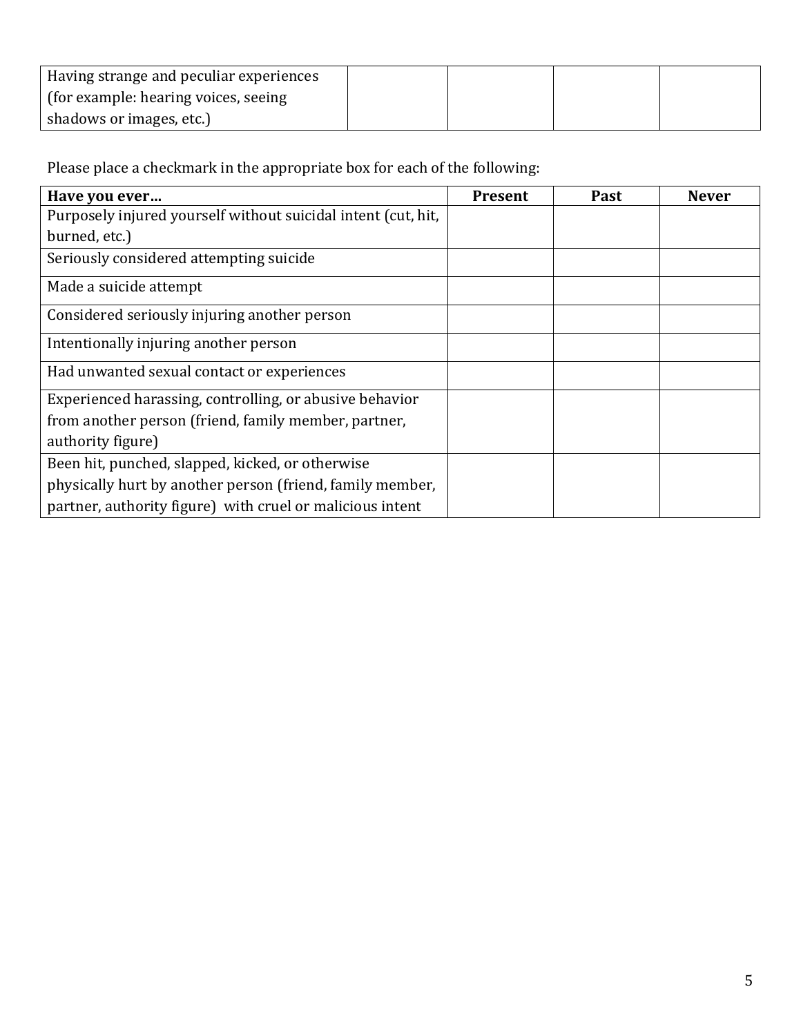| Having strange and peculiar experiences (for example: hearing voices, seeing shadows or images, etc.) | | | | |
|---|---|---|---|---|

Please place a checkmark in the appropriate box for each of the following:

| **Have you ever…** | **Present** | **Past** | **Never** |
|---|---|---|---|
| Purposely injured yourself without suicidal intent (cut, hit, burned, etc.) | | | |
| Seriously considered attempting suicide | | | |
| Made a suicide attempt | | | |
| Considered seriously injuring another person | | | |
| Intentionally injuring another person | | | |
| Had unwanted sexual contact or experiences | | | |
| Experienced harassing, controlling, or abusive behavior from another person (friend, family member, partner, authority figure) | | | |
| Been hit, punched, slapped, kicked, or otherwise physically hurt by another person (friend, family member, partner, authority figure) with cruel or malicious intent | | | |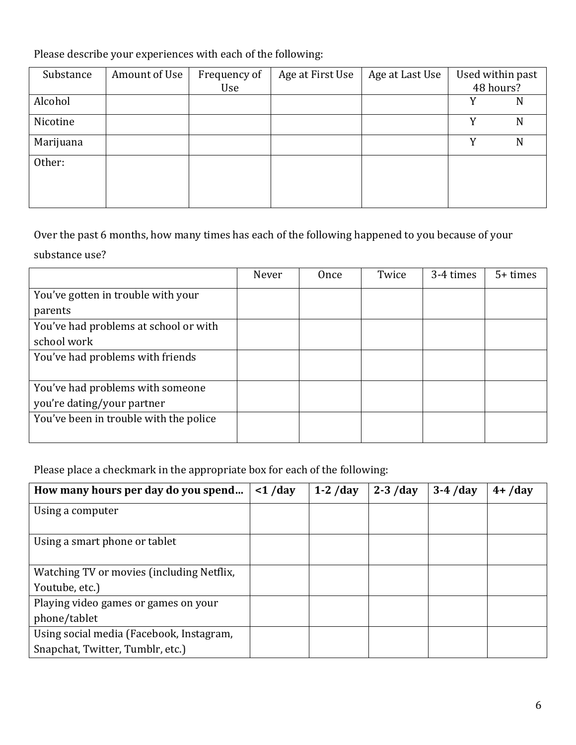Please describe your experiences with each of the following:

| Substance | Amount of Use | Frequency of Use | Age at First Use | Age at Last Use | Used within past 48 hours? |
|---|---|---|---|---|---|
| Alcohol | | | | | Y N |
| Nicotine | | | | | Y N |
| Marijuana | | | | | Y N |
| Other: | | | | | |

Over the past 6 months, how many times has each of the following happened to you because of your substance use?

| | Never | Once | Twice | 3-4 times | 5+ times |
|---|---|---|---|---|---|
| You've gotten in trouble with your parents | | | | | |
| You've had problems at school or with school work | | | | | |
| You've had problems with friends | | | | | |
| You've had problems with someone you're dating/your partner | | | | | |
| You've been in trouble with the police | | | | | |

Please place a checkmark in the appropriate box for each of the following:

| **How many hours per day do you spend…** | **<1 /day** | **1-2 /day** | **2-3 /day** | **3-4 /day** | **4+ /day** |
|---|---|---|---|---|---|
| Using a computer | | | | | |
| Using a smart phone or tablet | | | | | |
| Watching TV or movies (including Netflix, Youtube, etc.) | | | | | |
| Playing video games or games on your phone/tablet | | | | | |
| Using social media (Facebook, Instagram, Snapchat, Twitter, Tumblr, etc.) | | | | | |